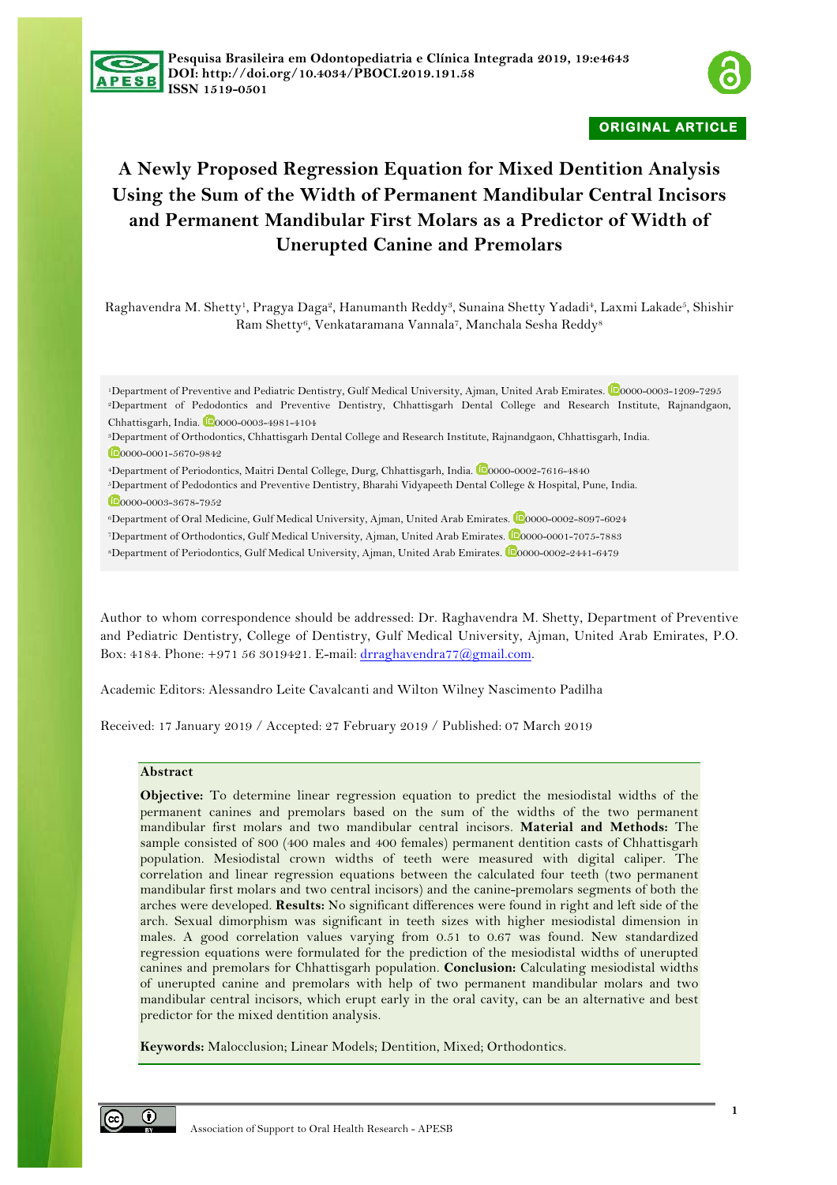Pesquisa Brasileira em Odontopediatria e Clínica Integrada 2019, 19:e4643
DOI: http://doi.org/10.4034/PBOCI.2019.191.58
ISSN 1519-0501

ORIGINAL ARTICLE

# A Newly Proposed Regression Equation for Mixed Dentition Analysis Using the Sum of the Width of Permanent Mandibular Central Incisors and Permanent Mandibular First Molars as a Predictor of Width of Unerupted Canine and Premolars

Raghavendra M. Shetty[1], Pragya Daga[2], Hanumanth Reddy[3], Sunaina Shetty Yadadi[4], Laxmi Lakade[5], Shishir Ram Shetty[6], Venkataramana Vannala[7], Manchala Sesha Reddy[8]

[1]Department of Preventive and Pediatric Dentistry, Gulf Medical University, Ajman, United Arab Emirates. 0000-0003-1209-7295
[2]Department of Pedodontics and Preventive Dentistry, Chhattisgarh Dental College and Research Institute, Rajnandgaon, Chhattisgarh, India. 0000-0003-4981-4104
[3]Department of Orthodontics, Chhattisgarh Dental College and Research Institute, Rajnandgaon, Chhattisgarh, India. 0000-0001-5670-9842
[4]Department of Periodontics, Maitri Dental College, Durg, Chhattisgarh, India. 0000-0002-7616-4840
[5]Department of Pedodontics and Preventive Dentistry, Bharahi Vidyapeeth Dental College & Hospital, Pune, India. 0000-0003-3678-7952
[6]Department of Oral Medicine, Gulf Medical University, Ajman, United Arab Emirates. 0000-0002-8097-6024
[7]Department of Orthodontics, Gulf Medical University, Ajman, United Arab Emirates. 0000-0001-7075-7883
[8]Department of Periodontics, Gulf Medical University, Ajman, United Arab Emirates. 0000-0002-2441-6479

Author to whom correspondence should be addressed: Dr. Raghavendra M. Shetty, Department of Preventive and Pediatric Dentistry, College of Dentistry, Gulf Medical University, Ajman, United Arab Emirates, P.O. Box: 4184. Phone: +971 56 3019421. E-mail: drraghavendra77@gmail.com.

Academic Editors: Alessandro Leite Cavalcanti and Wilton Wilney Nascimento Padilha

Received: 17 January 2019 / Accepted: 27 February 2019 / Published: 07 March 2019

## Abstract

**Objective:** To determine linear regression equation to predict the mesiodistal widths of the permanent canines and premolars based on the sum of the widths of the two permanent mandibular first molars and two mandibular central incisors. **Material and Methods:** The sample consisted of 800 (400 males and 400 females) permanent dentition casts of Chhattisgarh population. Mesiodistal crown widths of teeth were measured with digital caliper. The correlation and linear regression equations between the calculated four teeth (two permanent mandibular first molars and two central incisors) and the canine-premolars segments of both the arches were developed. **Results:** No significant differences were found in right and left side of the arch. Sexual dimorphism was significant in teeth sizes with higher mesiodistal dimension in males. A good correlation values varying from 0.51 to 0.67 was found. New standardized regression equations were formulated for the prediction of the mesiodistal widths of unerupted canines and premolars for Chhattisgarh population. **Conclusion:** Calculating mesiodistal widths of unerupted canine and premolars with help of two permanent mandibular molars and two mandibular central incisors, which erupt early in the oral cavity, can be an alternative and best predictor for the mixed dentition analysis.

**Keywords:** Malocclusion; Linear Models; Dentition, Mixed; Orthodontics.

Association of Support to Oral Health Research - APESB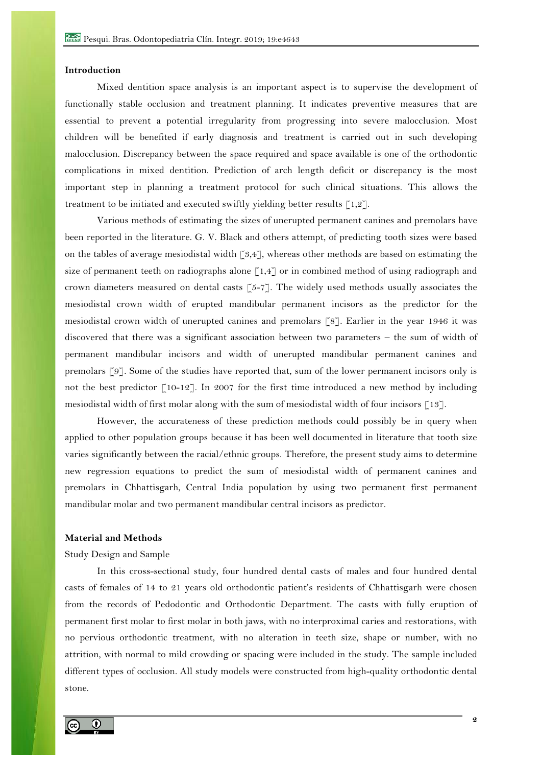## Introduction

Mixed dentition space analysis is an important aspect is to supervise the development of functionally stable occlusion and treatment planning. It indicates preventive measures that are essential to prevent a potential irregularity from progressing into severe malocclusion. Most children will be benefited if early diagnosis and treatment is carried out in such developing malocclusion. Discrepancy between the space required and space available is one of the orthodontic complications in mixed dentition. Prediction of arch length deficit or discrepancy is the most important step in planning a treatment protocol for such clinical situations. This allows the treatment to be initiated and executed swiftly yielding better results [1,2].

Various methods of estimating the sizes of unerupted permanent canines and premolars have been reported in the literature. G. V. Black and others attempt, of predicting tooth sizes were based on the tables of average mesiodistal width [3,4], whereas other methods are based on estimating the size of permanent teeth on radiographs alone [1,4] or in combined method of using radiograph and crown diameters measured on dental casts [5-7]. The widely used methods usually associates the mesiodistal crown width of erupted mandibular permanent incisors as the predictor for the mesiodistal crown width of unerupted canines and premolars [8]. Earlier in the year 1946 it was discovered that there was a significant association between two parameters – the sum of width of permanent mandibular incisors and width of unerupted mandibular permanent canines and premolars [9]. Some of the studies have reported that, sum of the lower permanent incisors only is not the best predictor [10-12]. In 2007 for the first time introduced a new method by including mesiodistal width of first molar along with the sum of mesiodistal width of four incisors [13].

However, the accurateness of these prediction methods could possibly be in query when applied to other population groups because it has been well documented in literature that tooth size varies significantly between the racial/ethnic groups. Therefore, the present study aims to determine new regression equations to predict the sum of mesiodistal width of permanent canines and premolars in Chhattisgarh, Central India population by using two permanent first permanent mandibular molar and two permanent mandibular central incisors as predictor.

## Material and Methods

### Study Design and Sample

In this cross-sectional study, four hundred dental casts of males and four hundred dental casts of females of 14 to 21 years old orthodontic patient's residents of Chhattisgarh were chosen from the records of Pedodontic and Orthodontic Department. The casts with fully eruption of permanent first molar to first molar in both jaws, with no interproximal caries and restorations, with no pervious orthodontic treatment, with no alteration in teeth size, shape or number, with no attrition, with normal to mild crowding or spacing were included in the study. The sample included different types of occlusion. All study models were constructed from high-quality orthodontic dental stone.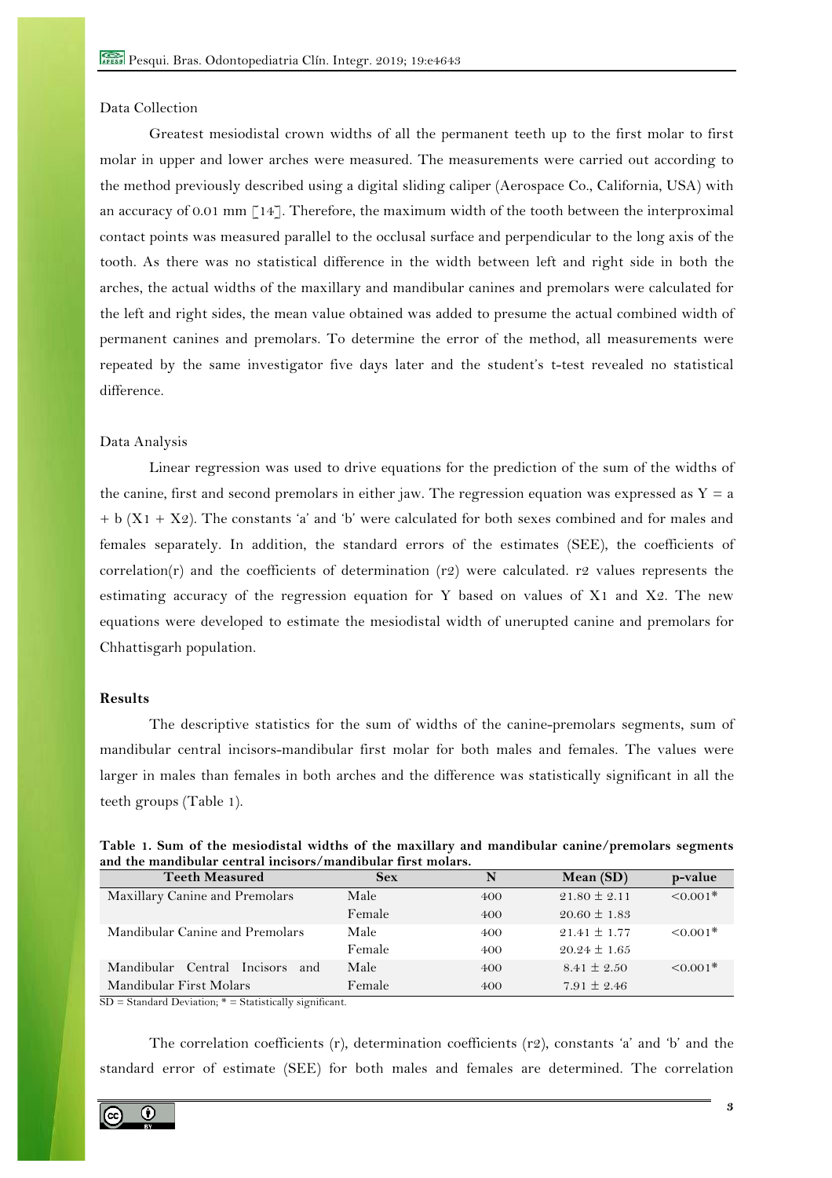Data Collection

Greatest mesiodistal crown widths of all the permanent teeth up to the first molar to first molar in upper and lower arches were measured. The measurements were carried out according to the method previously described using a digital sliding caliper (Aerospace Co., California, USA) with an accuracy of 0.01 mm [14]. Therefore, the maximum width of the tooth between the interproximal contact points was measured parallel to the occlusal surface and perpendicular to the long axis of the tooth. As there was no statistical difference in the width between left and right side in both the arches, the actual widths of the maxillary and mandibular canines and premolars were calculated for the left and right sides, the mean value obtained was added to presume the actual combined width of permanent canines and premolars. To determine the error of the method, all measurements were repeated by the same investigator five days later and the student's t-test revealed no statistical difference.

Data Analysis

Linear regression was used to drive equations for the prediction of the sum of the widths of the canine, first and second premolars in either jaw. The regression equation was expressed as $Y = a + b (X1 + X2)$. The constants 'a' and 'b' were calculated for both sexes combined and for males and females separately. In addition, the standard errors of the estimates (SEE), the coefficients of correlation(r) and the coefficients of determination (r2) were calculated. r2 values represents the estimating accuracy of the regression equation for Y based on values of X1 and X2. The new equations were developed to estimate the mesiodistal width of unerupted canine and premolars for Chhattisgarh population.

## Results

The descriptive statistics for the sum of widths of the canine-premolars segments, sum of mandibular central incisors-mandibular first molar for both males and females. The values were larger in males than females in both arches and the difference was statistically significant in all the teeth groups (Table 1).

**Table 1. Sum of the mesiodistal widths of the maxillary and mandibular canine/premolars segments and the mandibular central incisors/mandibular first molars.**

| Teeth Measured | Sex | N | Mean (SD) | p-value |
|---|---|---|---|---|
| Maxillary Canine and Premolars | Male | 400 | 21.80 ± 2.11 | <0.001* |
| | Female | 400 | 20.60 ± 1.83 | |
| Mandibular Canine and Premolars | Male | 400 | 21.41 ± 1.77 | <0.001* |
| | Female | 400 | 20.24 ± 1.65 | |
| Mandibular Central Incisors and Mandibular First Molars | Male | 400 | 8.41 ± 2.50 | <0.001* |
| | Female | 400 | 7.91 ± 2.46 | |

SD = Standard Deviation; * = Statistically significant.

The correlation coefficients (r), determination coefficients (r2), constants 'a' and 'b' and the standard error of estimate (SEE) for both males and females are determined. The correlation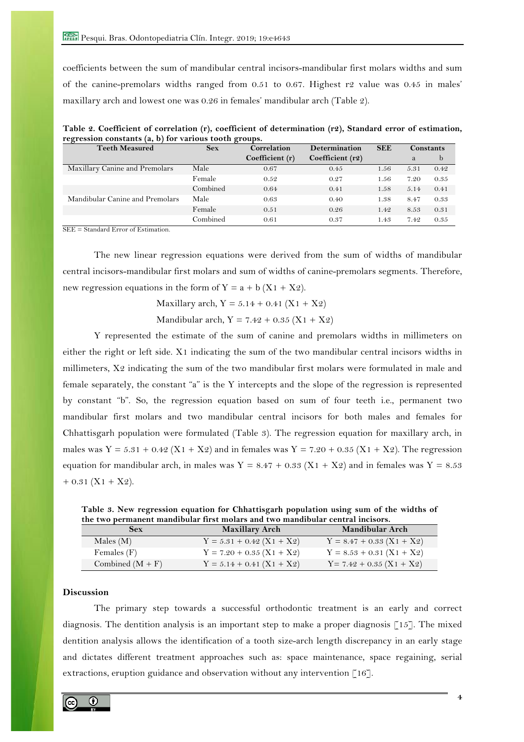coefficients between the sum of mandibular central incisors-mandibular first molars widths and sum of the canine-premolars widths ranged from 0.51 to 0.67. Highest r2 value was 0.45 in males' maxillary arch and lowest one was 0.26 in females' mandibular arch (Table 2).

**Table 2. Coefficient of correlation (r), coefficient of determination (r2), Standard error of estimation, regression constants (a, b) for various tooth groups.**

| Teeth Measured | Sex | Correlation Coefficient (r) | Determination Coefficient (r2) | SEE | Constants | |
|---|---|---|---|---|---|---|
| | | | | | a | b |
| Maxillary Canine and Premolars | Male | 0.67 | 0.45 | 1.56 | 5.31 | 0.42 |
| | Female | 0.52 | 0.27 | 1.56 | 7.20 | 0.35 |
| | Combined | 0.64 | 0.41 | 1.58 | 5.14 | 0.41 |
| Mandibular Canine and Premolars | Male | 0.63 | 0.40 | 1.38 | 8.47 | 0.33 |
| | Female | 0.51 | 0.26 | 1.42 | 8.53 | 0.31 |
| | Combined | 0.61 | 0.37 | 1.43 | 7.42 | 0.35 |

SEE = Standard Error of Estimation.

The new linear regression equations were derived from the sum of widths of mandibular central incisors-mandibular first molars and sum of widths of canine-premolars segments. Therefore, new regression equations in the form of $Y = a + b (X1 + X2)$.

Maxillary arch, $Y = 5.14 + 0.41 (X1 + X2)$

Mandibular arch, $Y = 7.42 + 0.35 (X1 + X2)$

Y represented the estimate of the sum of canine and premolars widths in millimeters on either the right or left side. X1 indicating the sum of the two mandibular central incisors widths in millimeters, X2 indicating the sum of the two mandibular first molars were formulated in male and female separately, the constant "a" is the Y intercepts and the slope of the regression is represented by constant "b". So, the regression equation based on sum of four teeth i.e., permanent two mandibular first molars and two mandibular central incisors for both males and females for Chhattisgarh population were formulated (Table 3). The regression equation for maxillary arch, in males was $Y = 5.31 + 0.42 (X1 + X2)$ and in females was $Y = 7.20 + 0.35 (X1 + X2)$. The regression equation for mandibular arch, in males was $Y = 8.47 + 0.33 (X1 + X2)$ and in females was $Y = 8.53 + 0.31 (X1 + X2)$.

**Table 3. New regression equation for Chhattisgarh population using sum of the widths of the two permanent mandibular first molars and two mandibular central incisors.**

| Sex | Maxillary Arch | Mandibular Arch |
|---|---|---|
| Males (M) | $Y = 5.31 + 0.42 (X1 + X2)$ | $Y = 8.47 + 0.33 (X1 + X2)$ |
| Females (F) | $Y = 7.20 + 0.35 (X1 + X2)$ | $Y = 8.53 + 0.31 (X1 + X2)$ |
| Combined (M + F) | $Y = 5.14 + 0.41 (X1 + X2)$ | $Y = 7.42 + 0.35 (X1 + X2)$ |

## Discussion

The primary step towards a successful orthodontic treatment is an early and correct diagnosis. The dentition analysis is an important step to make a proper diagnosis [15]. The mixed dentition analysis allows the identification of a tooth size-arch length discrepancy in an early stage and dictates different treatment approaches such as: space maintenance, space regaining, serial extractions, eruption guidance and observation without any intervention [16].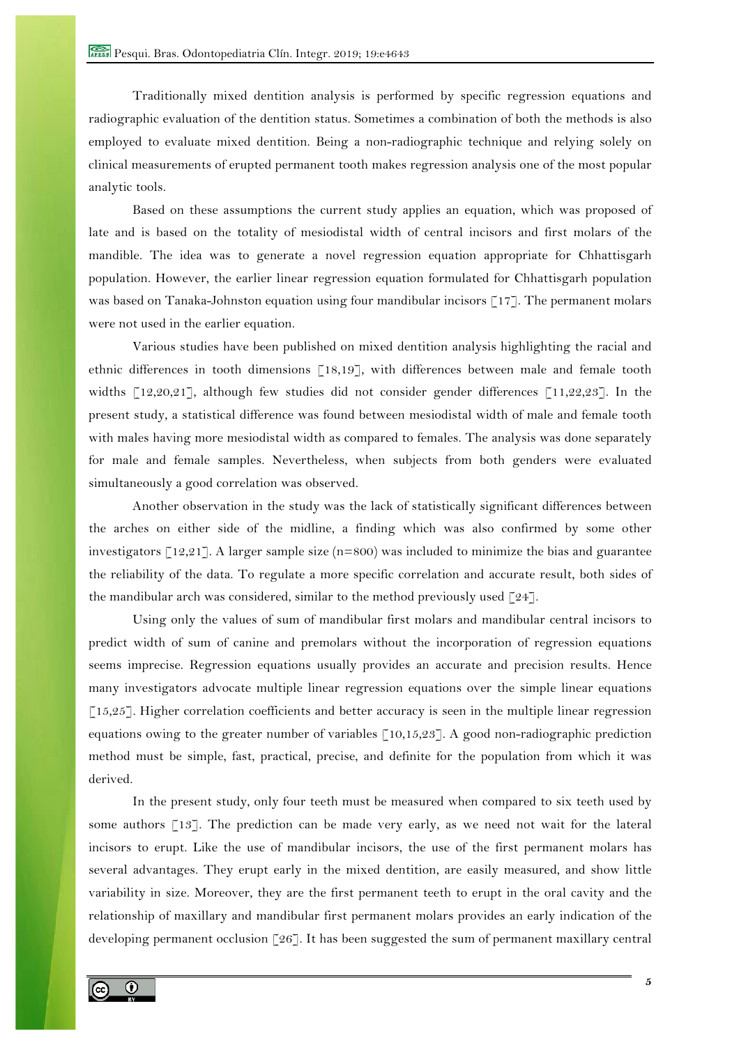Traditionally mixed dentition analysis is performed by specific regression equations and radiographic evaluation of the dentition status. Sometimes a combination of both the methods is also employed to evaluate mixed dentition. Being a non-radiographic technique and relying solely on clinical measurements of erupted permanent tooth makes regression analysis one of the most popular analytic tools.

Based on these assumptions the current study applies an equation, which was proposed of late and is based on the totality of mesiodistal width of central incisors and first molars of the mandible. The idea was to generate a novel regression equation appropriate for Chhattisgarh population. However, the earlier linear regression equation formulated for Chhattisgarh population was based on Tanaka-Johnston equation using four mandibular incisors [17]. The permanent molars were not used in the earlier equation.

Various studies have been published on mixed dentition analysis highlighting the racial and ethnic differences in tooth dimensions [18,19], with differences between male and female tooth widths [12,20,21], although few studies did not consider gender differences [11,22,23]. In the present study, a statistical difference was found between mesiodistal width of male and female tooth with males having more mesiodistal width as compared to females. The analysis was done separately for male and female samples. Nevertheless, when subjects from both genders were evaluated simultaneously a good correlation was observed.

Another observation in the study was the lack of statistically significant differences between the arches on either side of the midline, a finding which was also confirmed by some other investigators [12,21]. A larger sample size (n=800) was included to minimize the bias and guarantee the reliability of the data. To regulate a more specific correlation and accurate result, both sides of the mandibular arch was considered, similar to the method previously used [24].

Using only the values of sum of mandibular first molars and mandibular central incisors to predict width of sum of canine and premolars without the incorporation of regression equations seems imprecise. Regression equations usually provides an accurate and precision results. Hence many investigators advocate multiple linear regression equations over the simple linear equations [15,25]. Higher correlation coefficients and better accuracy is seen in the multiple linear regression equations owing to the greater number of variables [10,15,23]. A good non-radiographic prediction method must be simple, fast, practical, precise, and definite for the population from which it was derived.

In the present study, only four teeth must be measured when compared to six teeth used by some authors [13]. The prediction can be made very early, as we need not wait for the lateral incisors to erupt. Like the use of mandibular incisors, the use of the first permanent molars has several advantages. They erupt early in the mixed dentition, are easily measured, and show little variability in size. Moreover, they are the first permanent teeth to erupt in the oral cavity and the relationship of maxillary and mandibular first permanent molars provides an early indication of the developing permanent occlusion [26]. It has been suggested the sum of permanent maxillary central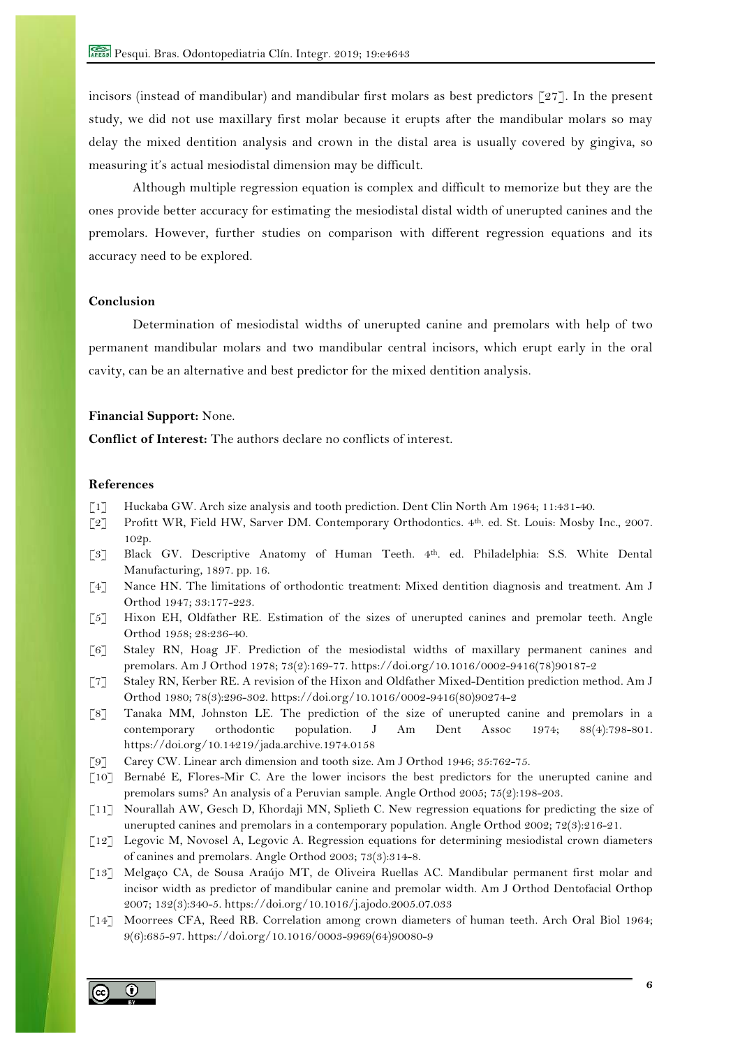incisors (instead of mandibular) and mandibular first molars as best predictors [27]. In the present study, we did not use maxillary first molar because it erupts after the mandibular molars so may delay the mixed dentition analysis and crown in the distal area is usually covered by gingiva, so measuring it's actual mesiodistal dimension may be difficult.

Although multiple regression equation is complex and difficult to memorize but they are the ones provide better accuracy for estimating the mesiodistal distal width of unerupted canines and the premolars. However, further studies on comparison with different regression equations and its accuracy need to be explored.

## Conclusion

Determination of mesiodistal widths of unerupted canine and premolars with help of two permanent mandibular molars and two mandibular central incisors, which erupt early in the oral cavity, can be an alternative and best predictor for the mixed dentition analysis.

**Financial Support:** None.

**Conflict of Interest:** The authors declare no conflicts of interest.

## References

[1] Huckaba GW. Arch size analysis and tooth prediction. Dent Clin North Am 1964; 11:431-40.

[2] Profitt WR, Field HW, Sarver DM. Contemporary Orthodontics. 4th. ed. St. Louis: Mosby Inc., 2007. 102p.

[3] Black GV. Descriptive Anatomy of Human Teeth. 4th. ed. Philadelphia: S.S. White Dental Manufacturing, 1897. pp. 16.

[4] Nance HN. The limitations of orthodontic treatment: Mixed dentition diagnosis and treatment. Am J Orthod 1947; 33:177-223.

[5] Hixon EH, Oldfather RE. Estimation of the sizes of unerupted canines and premolar teeth. Angle Orthod 1958; 28:236-40.

[6] Staley RN, Hoag JF. Prediction of the mesiodistal widths of maxillary permanent canines and premolars. Am J Orthod 1978; 73(2):169-77. https://doi.org/10.1016/0002-9416(78)90187-2

[7] Staley RN, Kerber RE. A revision of the Hixon and Oldfather Mixed-Dentition prediction method. Am J Orthod 1980; 78(3):296-302. https://doi.org/10.1016/0002-9416(80)90274-2

[8] Tanaka MM, Johnston LE. The prediction of the size of unerupted canine and premolars in a contemporary orthodontic population. J Am Dent Assoc 1974; 88(4):798-801. https://doi.org/10.14219/jada.archive.1974.0158

[9] Carey CW. Linear arch dimension and tooth size. Am J Orthod 1946; 35:762-75.

[10] Bernabé E, Flores-Mir C. Are the lower incisors the best predictors for the unerupted canine and premolars sums? An analysis of a Peruvian sample. Angle Orthod 2005; 75(2):198-203.

[11] Nourallah AW, Gesch D, Khordaji MN, Splieth C. New regression equations for predicting the size of unerupted canines and premolars in a contemporary population. Angle Orthod 2002; 72(3):216-21.

[12] Legovic M, Novosel A, Legovic A. Regression equations for determining mesiodistal crown diameters of canines and premolars. Angle Orthod 2003; 73(3):314-8.

[13] Melgaço CA, de Sousa Araújo MT, de Oliveira Ruellas AC. Mandibular permanent first molar and incisor width as predictor of mandibular canine and premolar width. Am J Orthod Dentofacial Orthop 2007; 132(3):340-5. https://doi.org/10.1016/j.ajodo.2005.07.033

[14] Moorrees CFA, Reed RB. Correlation among crown diameters of human teeth. Arch Oral Biol 1964; 9(6):685-97. https://doi.org/10.1016/0003-9969(64)90080-9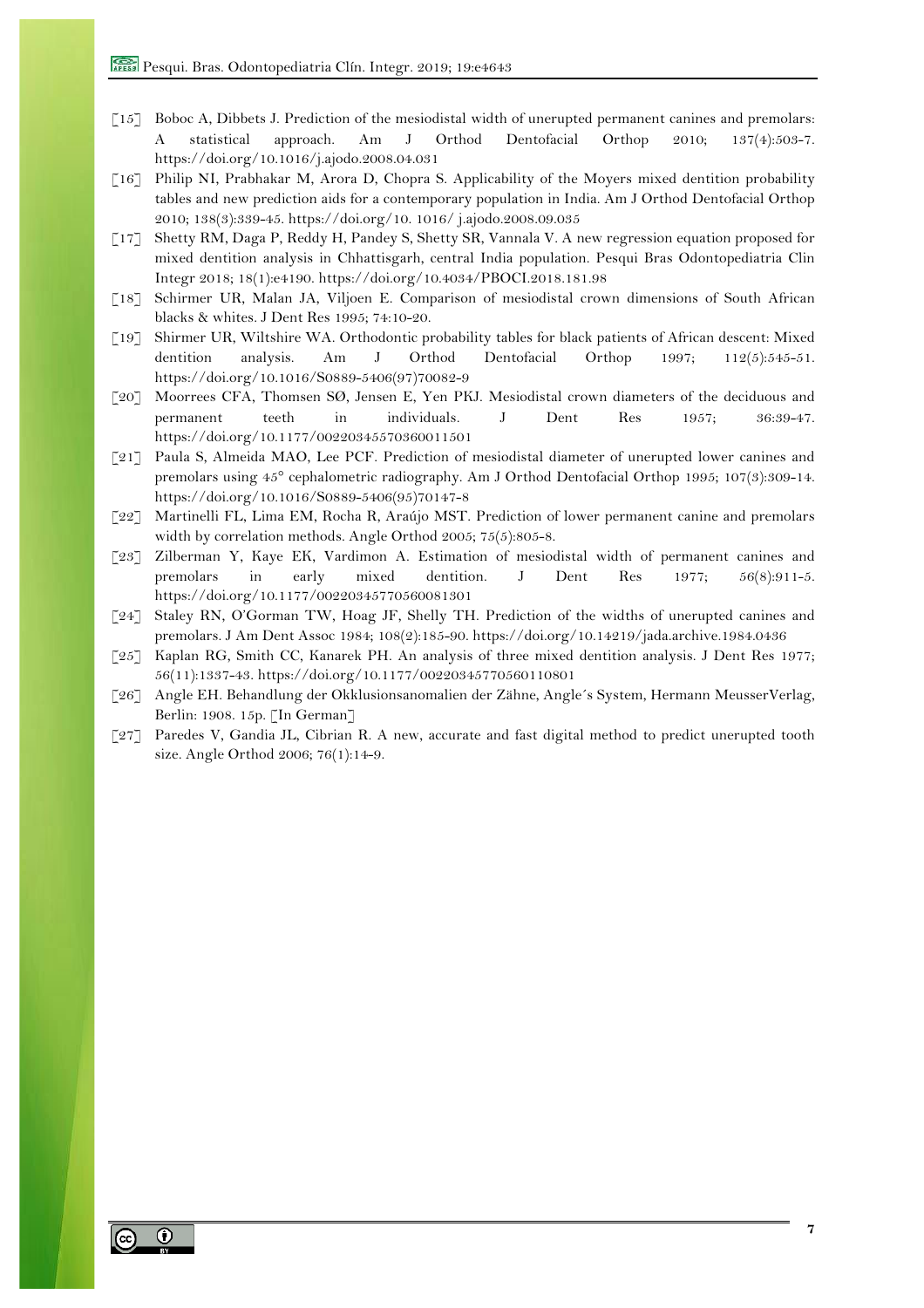[15] Boboc A, Dibbets J. Prediction of the mesiodistal width of unerupted permanent canines and premolars: A statistical approach. Am J Orthod Dentofacial Orthop 2010; 137(4):503-7. https://doi.org/10.1016/j.ajodo.2008.04.031

[16] Philip NI, Prabhakar M, Arora D, Chopra S. Applicability of the Moyers mixed dentition probability tables and new prediction aids for a contemporary population in India. Am J Orthod Dentofacial Orthop 2010; 138(3):339-45. https://doi.org/10. 1016/ j.ajodo.2008.09.035

[17] Shetty RM, Daga P, Reddy H, Pandey S, Shetty SR, Vannala V. A new regression equation proposed for mixed dentition analysis in Chhattisgarh, central India population. Pesqui Bras Odontopediatria Clin Integr 2018; 18(1):e4190. https://doi.org/10.4034/PBOCI.2018.181.98

[18] Schirmer UR, Malan JA, Viljoen E. Comparison of mesiodistal crown dimensions of South African blacks & whites. J Dent Res 1995; 74:10-20.

[19] Shirmer UR, Wiltshire WA. Orthodontic probability tables for black patients of African descent: Mixed dentition analysis. Am J Orthod Dentofacial Orthop 1997; 112(5):545-51. https://doi.org/10.1016/S0889-5406(97)70082-9

[20] Moorrees CFA, Thomsen SØ, Jensen E, Yen PKJ. Mesiodistal crown diameters of the deciduous and permanent teeth in individuals. J Dent Res 1957; 36:39-47. https://doi.org/10.1177/00220345570360011501

[21] Paula S, Almeida MAO, Lee PCF. Prediction of mesiodistal diameter of unerupted lower canines and premolars using 45° cephalometric radiography. Am J Orthod Dentofacial Orthop 1995; 107(3):309-14. https://doi.org/10.1016/S0889-5406(95)70147-8

[22] Martinelli FL, Lima EM, Rocha R, Araújo MST. Prediction of lower permanent canine and premolars width by correlation methods. Angle Orthod 2005; 75(5):805-8.

[23] Zilberman Y, Kaye EK, Vardimon A. Estimation of mesiodistal width of permanent canines and premolars in early mixed dentition. J Dent Res 1977; 56(8):911-5. https://doi.org/10.1177/00220345770560081301

[24] Staley RN, O'Gorman TW, Hoag JF, Shelly TH. Prediction of the widths of unerupted canines and premolars. J Am Dent Assoc 1984; 108(2):185-90. https://doi.org/10.14219/jada.archive.1984.0436

[25] Kaplan RG, Smith CC, Kanarek PH. An analysis of three mixed dentition analysis. J Dent Res 1977; 56(11):1337-43. https://doi.org/10.1177/00220345770560110801

[26] Angle EH. Behandlung der Okklusionsanomalien der Zähne, Angle´s System, Hermann MeusserVerlag, Berlin: 1908. 15p. [In German]

[27] Paredes V, Gandia JL, Cibrian R. A new, accurate and fast digital method to predict unerupted tooth size. Angle Orthod 2006; 76(1):14-9.